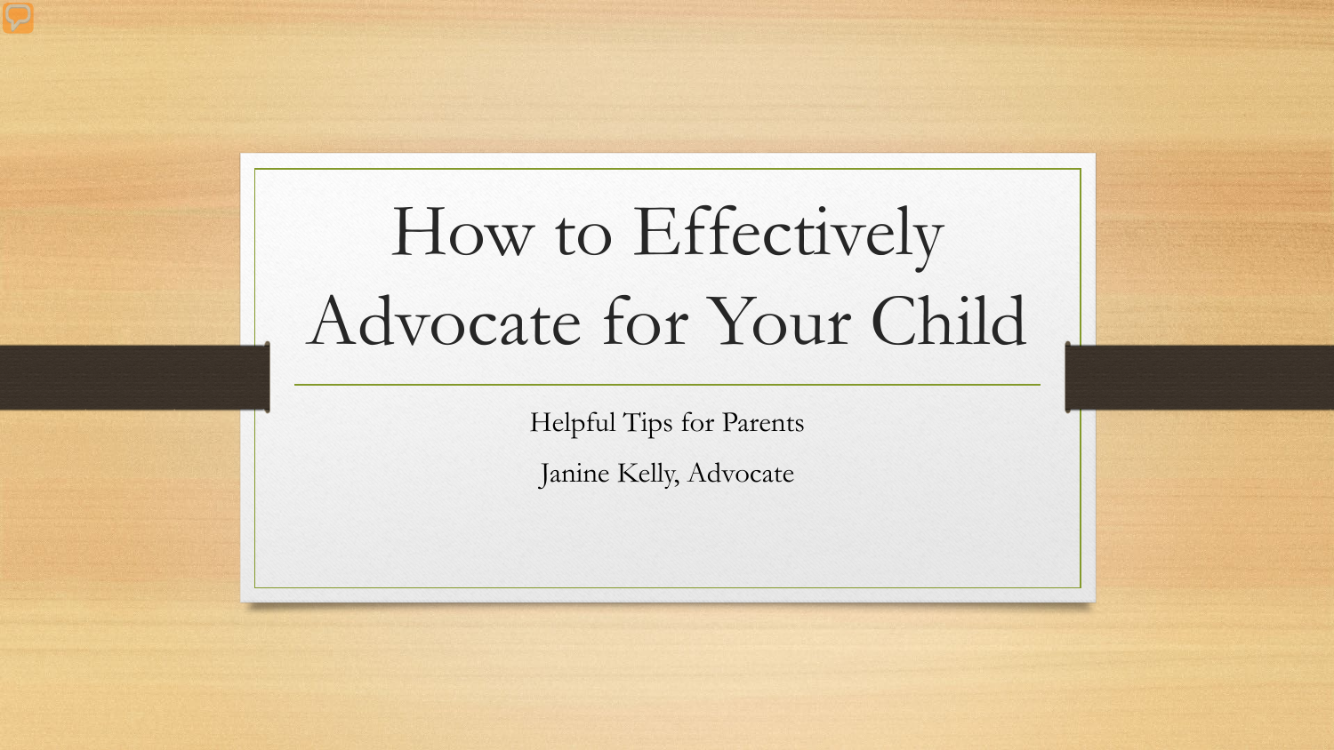# How to Effectively Advocate for Your Child

Helpful Tips for Parents

Janine Kelly, Advocate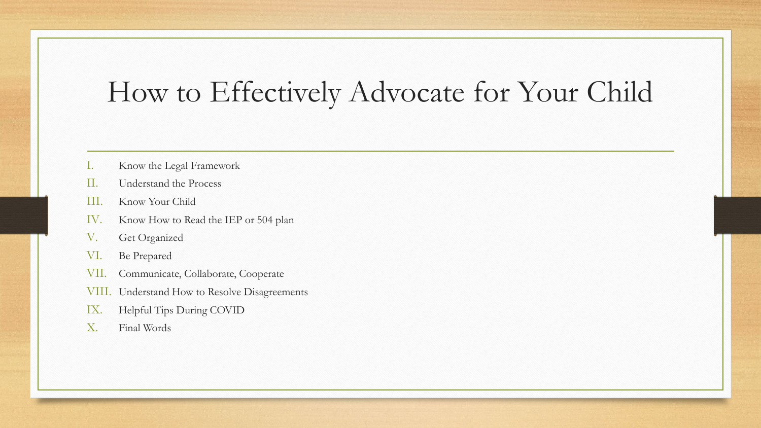# How to Effectively Advocate for Your Child

I. Know the Legal Framework
II. Understand the Process
III. Know Your Child
IV. Know How to Read the IEP or 504 plan
V. Get Organized
VI. Be Prepared
VII. Communicate, Collaborate, Cooperate
VIII. Understand How to Resolve Disagreements
IX. Helpful Tips During COVID
X. Final Words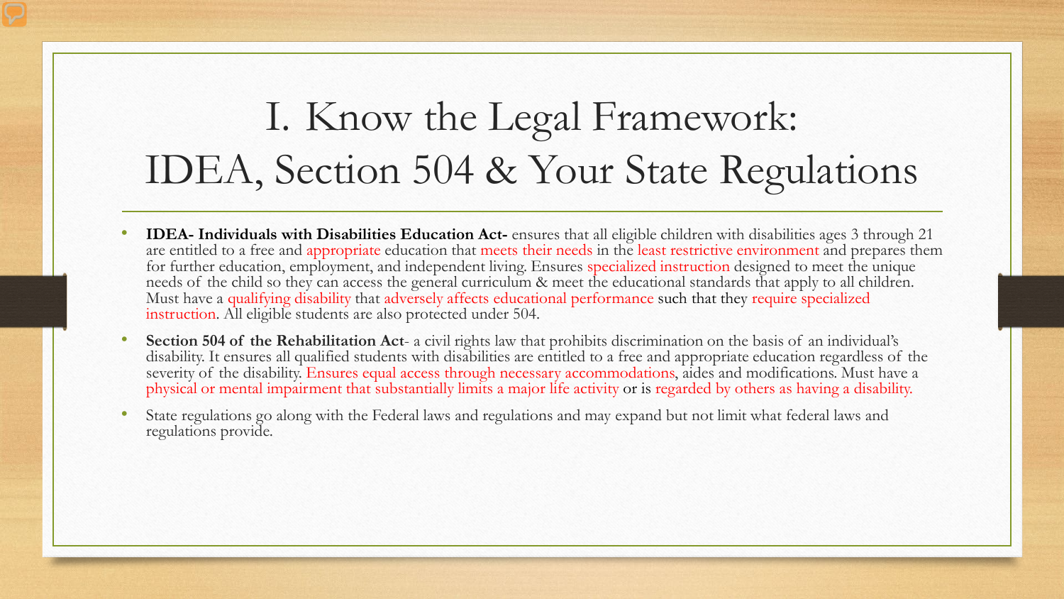# I. Know the Legal Framework: IDEA, Section 504 & Your State Regulations

- **IDEA- Individuals with Disabilities Education Act-** ensures that all eligible children with disabilities ages 3 through 21 are entitled to a free and appropriate education that meets their needs in the least restrictive environment and prepares them for further education, employment, and independent living. Ensures specialized instruction designed to meet the unique needs of the child so they can access the general curriculum & meet the educational standards that apply to all children. Must have a qualifying disability that adversely affects educational performance such that they require specialized instruction. All eligible students are also protected under 504.
- **Section 504 of the Rehabilitation Act**- a civil rights law that prohibits discrimination on the basis of an individual's disability. It ensures all qualified students with disabilities are entitled to a free and appropriate education regardless of the severity of the disability. Ensures equal access through necessary accommodations, aides and modifications. Must have a physical or mental impairment that substantially limits a major life activity or is regarded by others as having a disability.
- State regulations go along with the Federal laws and regulations and may expand but not limit what federal laws and regulations provide.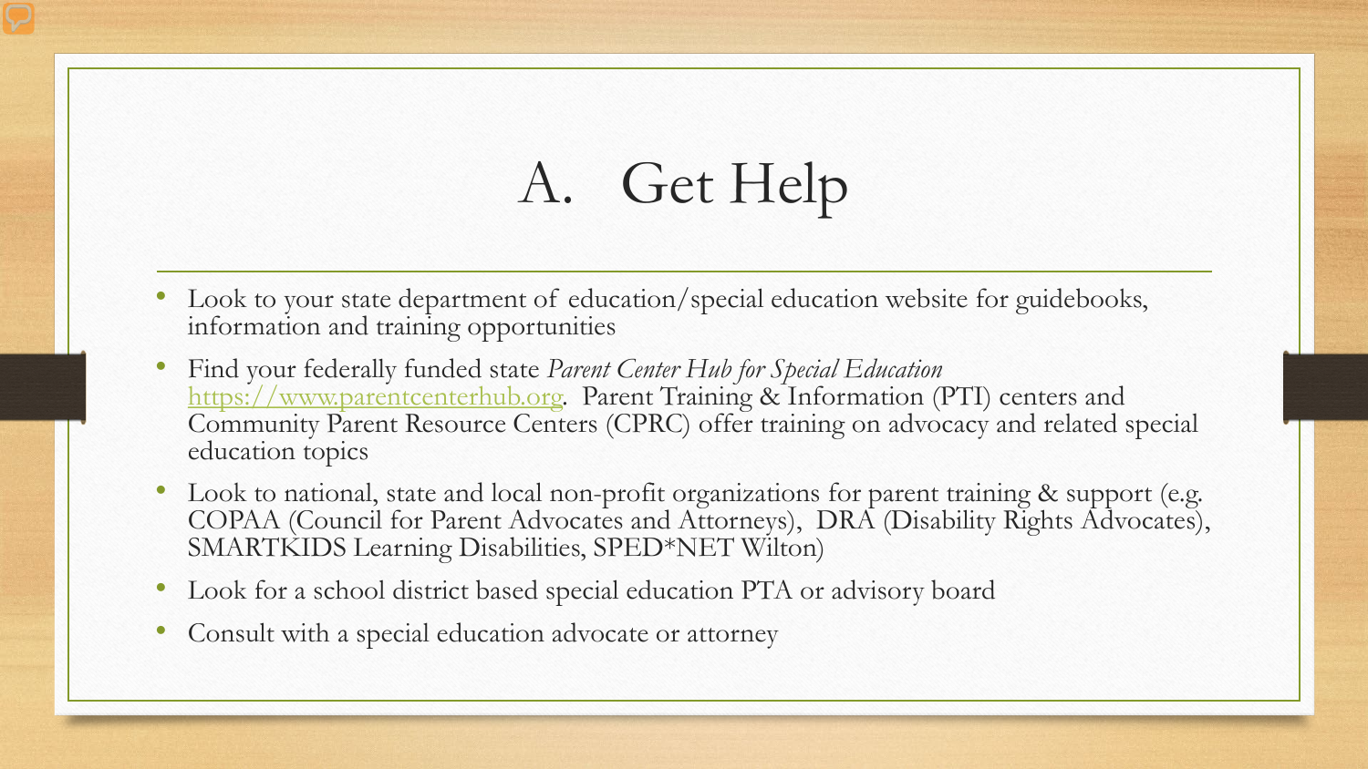# A. Get Help

- Look to your state department of education/special education website for guidebooks, information and training opportunities
- Find your federally funded state *Parent Center Hub for Special Education* https://www.parentcenterhub.org. Parent Training & Information (PTI) centers and Community Parent Resource Centers (CPRC) offer training on advocacy and related special education topics
- Look to national, state and local non-profit organizations for parent training & support (e.g. COPAA (Council for Parent Advocates and Attorneys), DRA (Disability Rights Advocates), SMARTKIDS Learning Disabilities, SPED*NET Wilton)
- Look for a school district based special education PTA or advisory board
- Consult with a special education advocate or attorney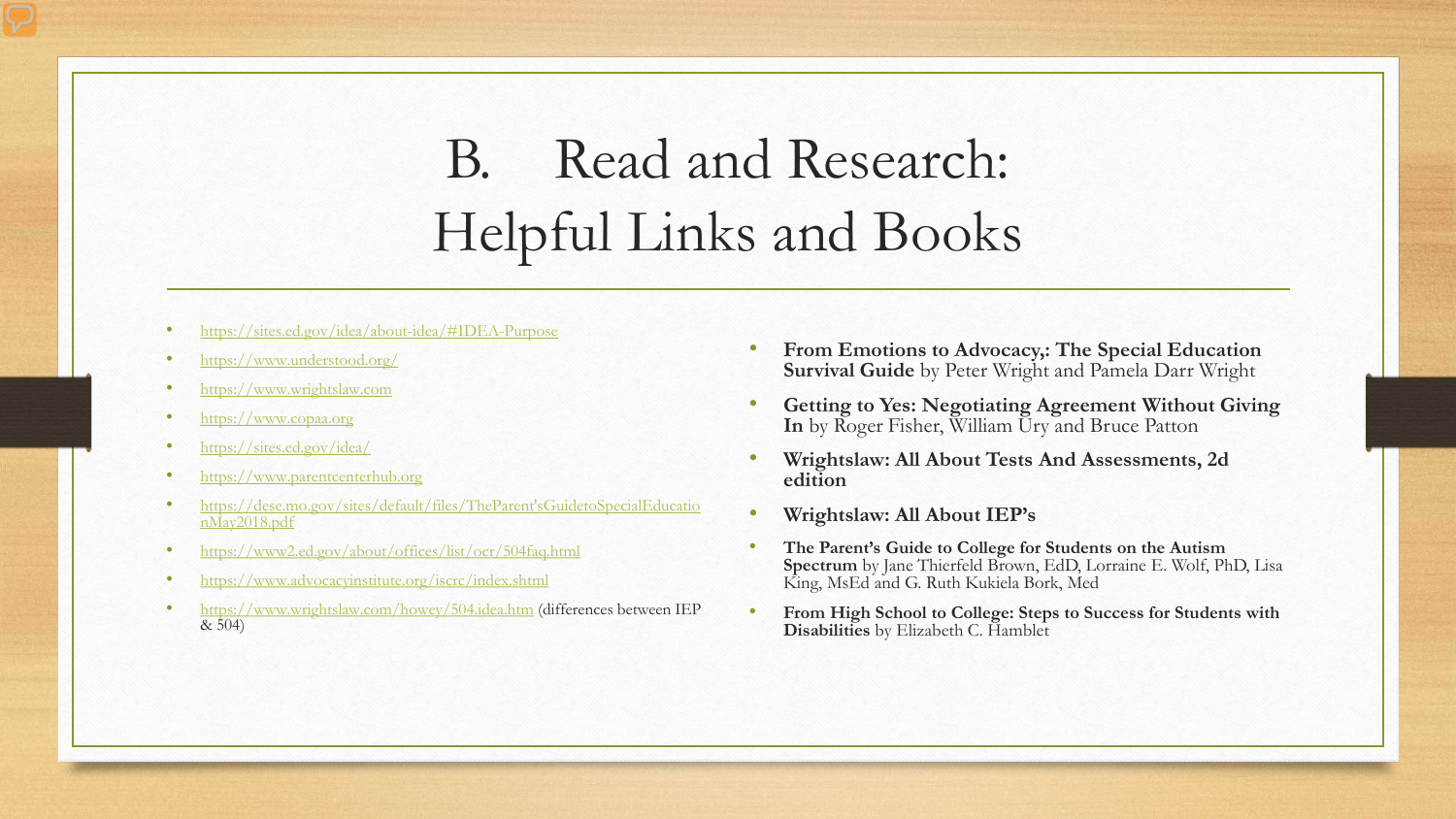# B. Read and Research: Helpful Links and Books

- https://sites.ed.gov/idea/about-idea/#IDEA-Purpose
- https://www.understood.org/
- https://www.wrightslaw.com
- https://www.copaa.org
- https://sites.ed.gov/idea/
- https://www.parentcenterhub.org
- https://dese.mo.gov/sites/default/files/TheParent'sGuidetoSpecialEducationMay2018.pdf
- https://www2.ed.gov/about/offices/list/ocr/504faq.html
- https://www.advocacyinstitute.org/iscrc/index.shtml
- https://www.wrightslaw.com/howey/504.idea.htm (differences between IEP & 504)

- **From Emotions to Advocacy,: The Special Education Survival Guide** by Peter Wright and Pamela Darr Wright
- **Getting to Yes: Negotiating Agreement Without Giving In** by Roger Fisher, William Ury and Bruce Patton
- **Wrightslaw: All About Tests And Assessments, 2d edition**
- **Wrightslaw: All About IEP's**
- **The Parent's Guide to College for Students on the Autism Spectrum** by Jane Thierfeld Brown, EdD, Lorraine E. Wolf, PhD, Lisa King, MsEd and G. Ruth Kukiela Bork, Med
- **From High School to College: Steps to Success for Students with Disabilities** by Elizabeth C. Hamblet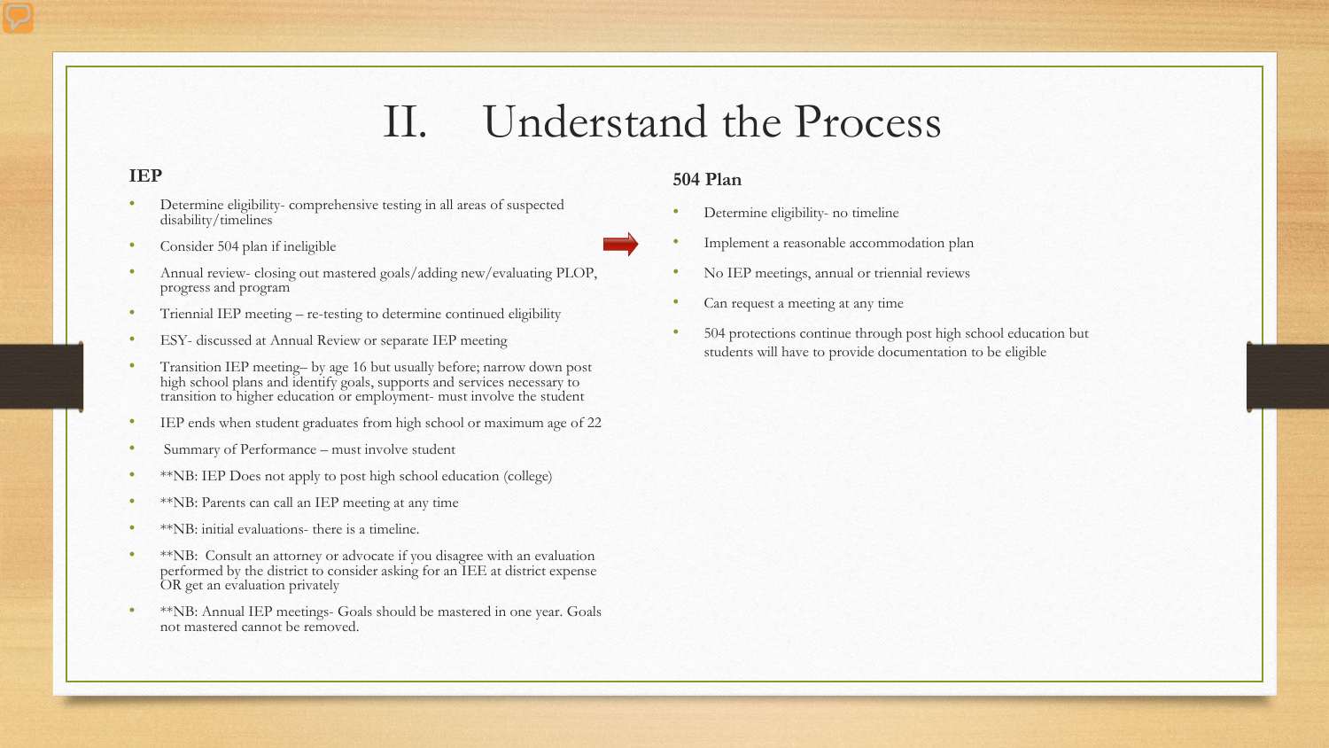# II. Understand the Process

### IEP

- Determine eligibility- comprehensive testing in all areas of suspected disability/timelines
- Consider 504 plan if ineligible
- Annual review- closing out mastered goals/adding new/evaluating PLOP, progress and program
- Triennial IEP meeting – re-testing to determine continued eligibility
- ESY- discussed at Annual Review or separate IEP meeting
- Transition IEP meeting– by age 16 but usually before; narrow down post high school plans and identify goals, supports and services necessary to transition to higher education or employment- must involve the student
- IEP ends when student graduates from high school or maximum age of 22
- Summary of Performance – must involve student
- **NB: IEP Does not apply to post high school education (college)
- **NB: Parents can call an IEP meeting at any time
- **NB: initial evaluations- there is a timeline.
- **NB: Consult an attorney or advocate if you disagree with an evaluation performed by the district to consider asking for an IEE at district expense OR get an evaluation privately
- **NB: Annual IEP meetings- Goals should be mastered in one year. Goals not mastered cannot be removed.

### 504 Plan

- Determine eligibility- no timeline
- Implement a reasonable accommodation plan
- No IEP meetings, annual or triennial reviews
- Can request a meeting at any time
- 504 protections continue through post high school education but students will have to provide documentation to be eligible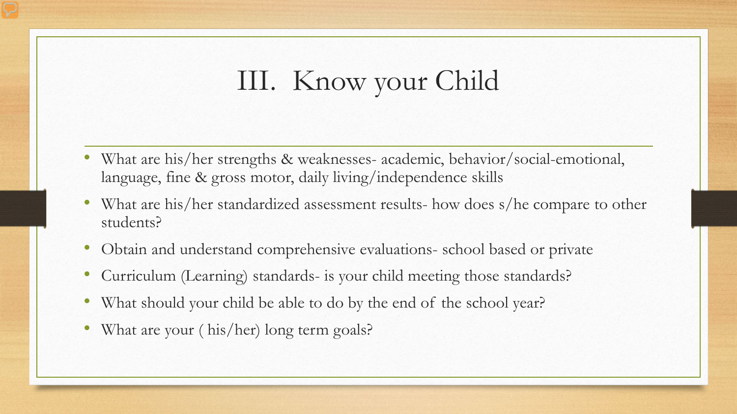# III. Know your Child

- What are his/her strengths & weaknesses- academic, behavior/social-emotional, language, fine & gross motor, daily living/independence skills
- What are his/her standardized assessment results- how does s/he compare to other students?
- Obtain and understand comprehensive evaluations- school based or private
- Curriculum (Learning) standards- is your child meeting those standards?
- What should your child be able to do by the end of the school year?
- What are your ( his/her) long term goals?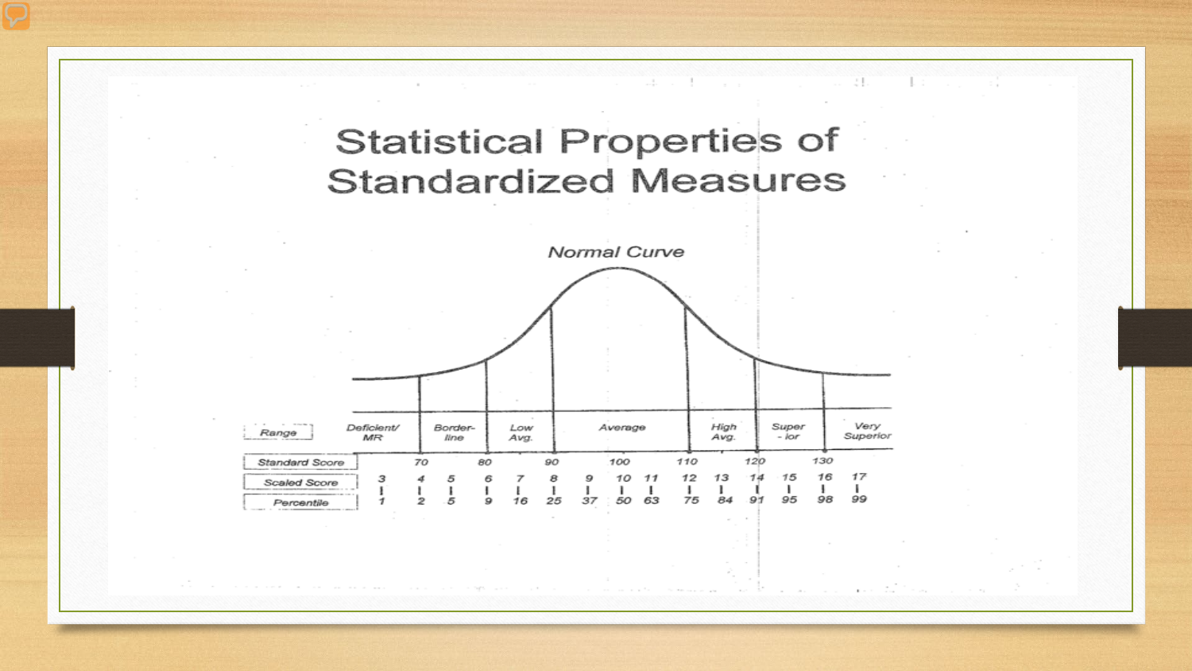# Statistical Properties of Standardized Measures

Normal Curve

Range: Deficient/ MR | Border-line | Low Avg. | Average | High Avg. | Super - ior | Very Superior

Standard Score: 70 80 90 100 110 120 130

Scaled Score: 3 4 5 6 7 8 9 10 11 12 13 14 15 16 17

Percentile: 1 2 5 9 16 25 37 50 63 75 84 91 95 98 99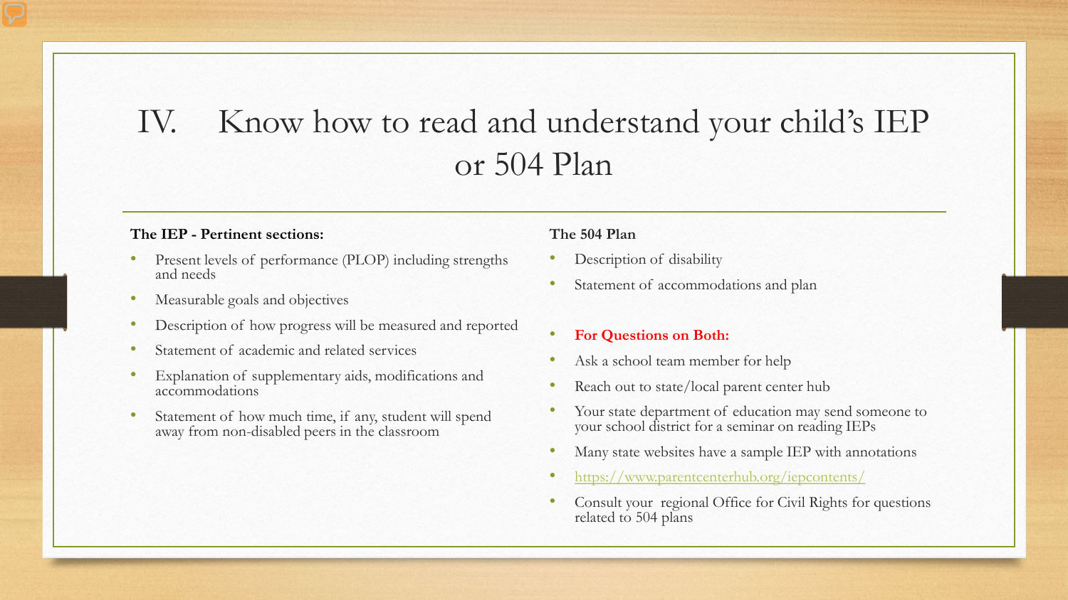# IV. Know how to read and understand your child's IEP or 504 Plan

**The IEP - Pertinent sections:**

- Present levels of performance (PLOP) including strengths and needs
- Measurable goals and objectives
- Description of how progress will be measured and reported
- Statement of academic and related services
- Explanation of supplementary aids, modifications and accommodations
- Statement of how much time, if any, student will spend away from non-disabled peers in the classroom

**The 504 Plan**

- Description of disability
- Statement of accommodations and plan

- **For Questions on Both:**
- Ask a school team member for help
- Reach out to state/local parent center hub
- Your state department of education may send someone to your school district for a seminar on reading IEPs
- Many state websites have a sample IEP with annotations
- https://www.parentcenterhub.org/iepcontents/
- Consult your regional Office for Civil Rights for questions related to 504 plans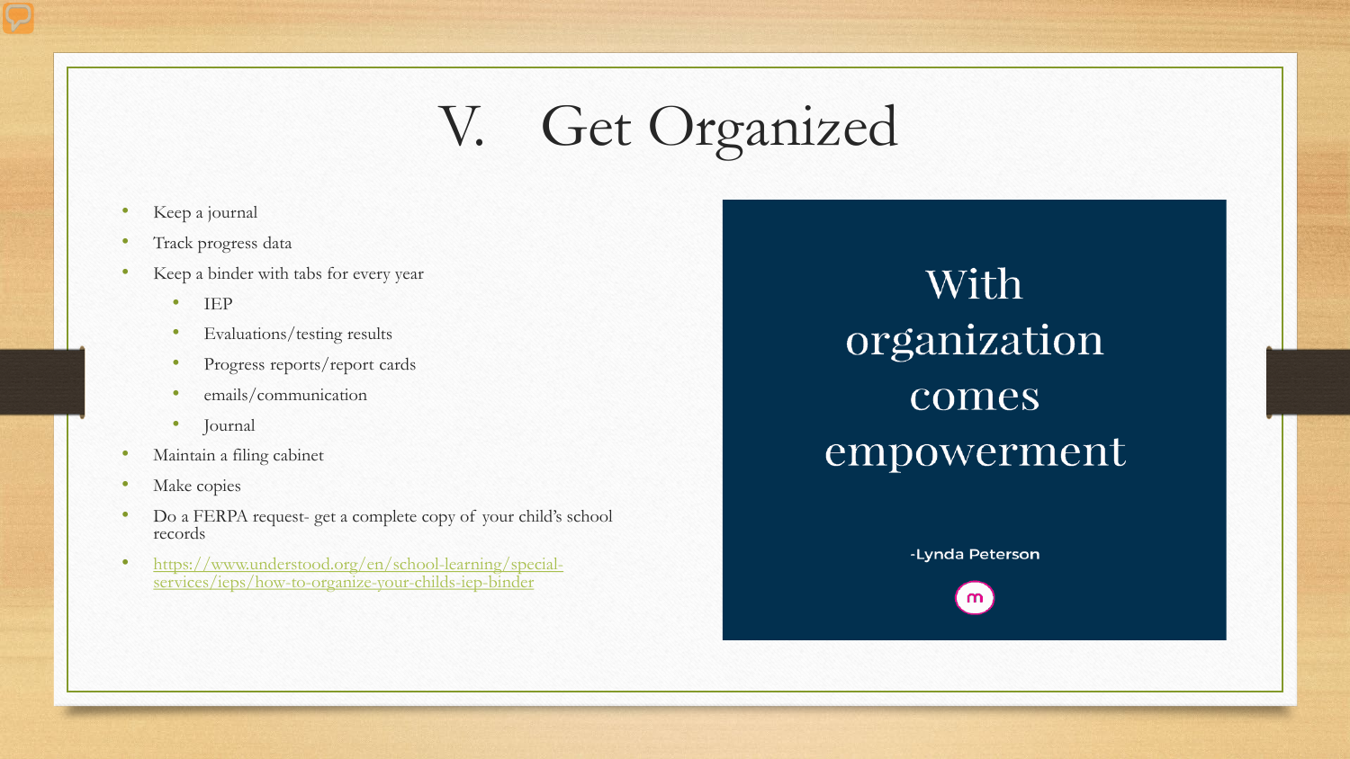# V. Get Organized

- Keep a journal
- Track progress data
- Keep a binder with tabs for every year
  - IEP
  - Evaluations/testing results
  - Progress reports/report cards
  - emails/communication
  - Journal
- Maintain a filing cabinet
- Make copies
- Do a FERPA request- get a complete copy of your child's school records
- https://www.understood.org/en/school-learning/special-services/ieps/how-to-organize-your-childs-iep-binder

With organization comes empowerment

-Lynda Peterson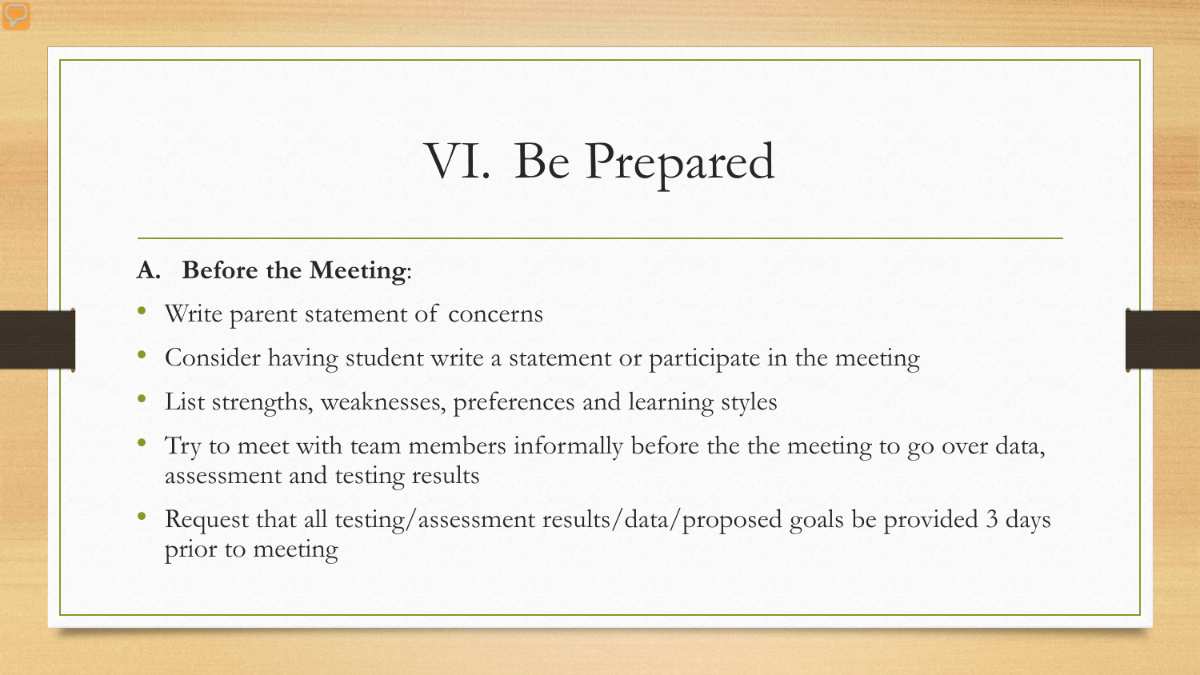# VI. Be Prepared

**A. Before the Meeting**:

- Write parent statement of concerns
- Consider having student write a statement or participate in the meeting
- List strengths, weaknesses, preferences and learning styles
- Try to meet with team members informally before the the meeting to go over data, assessment and testing results
- Request that all testing/assessment results/data/proposed goals be provided 3 days prior to meeting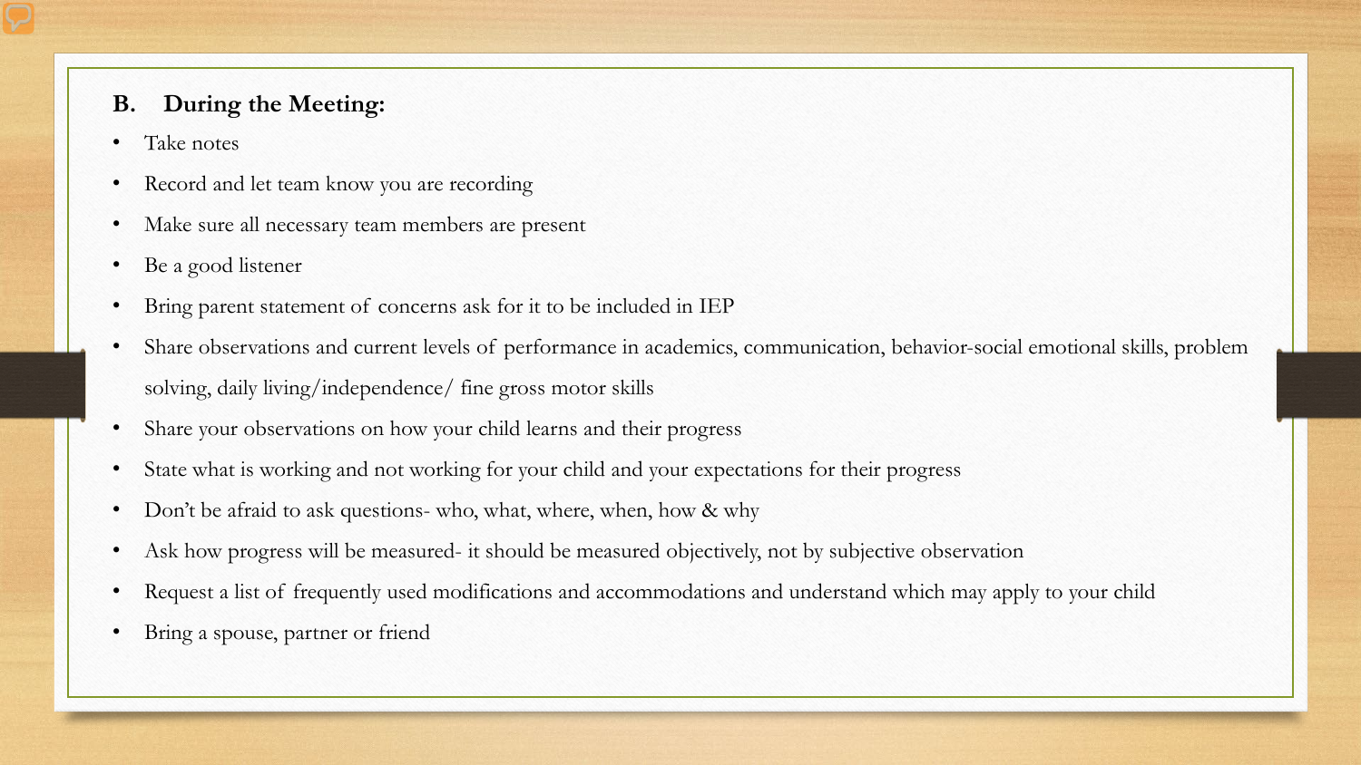## B. During the Meeting:

- Take notes
- Record and let team know you are recording
- Make sure all necessary team members are present
- Be a good listener
- Bring parent statement of concerns ask for it to be included in IEP
- Share observations and current levels of performance in academics, communication, behavior-social emotional skills, problem solving, daily living/independence/ fine gross motor skills
- Share your observations on how your child learns and their progress
- State what is working and not working for your child and your expectations for their progress
- Don't be afraid to ask questions- who, what, where, when, how & why
- Ask how progress will be measured- it should be measured objectively, not by subjective observation
- Request a list of frequently used modifications and accommodations and understand which may apply to your child
- Bring a spouse, partner or friend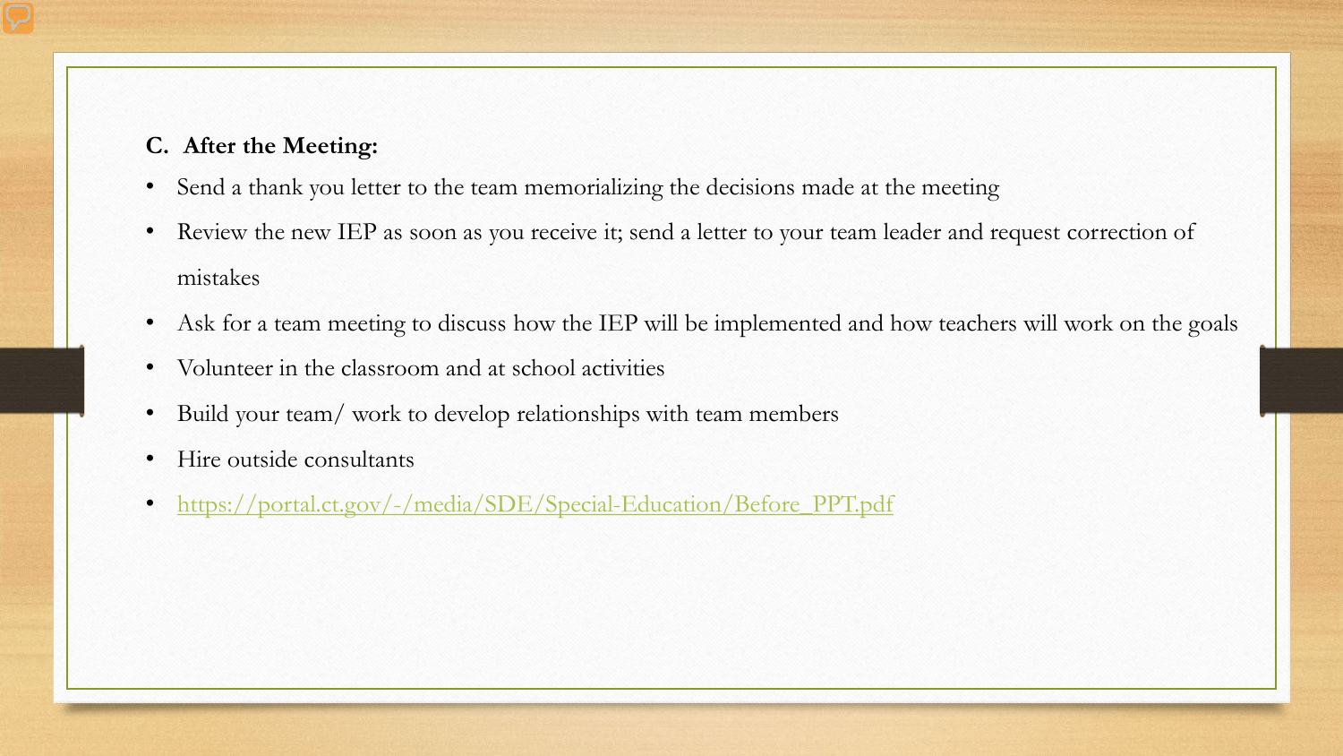### C. After the Meeting:

- Send a thank you letter to the team memorializing the decisions made at the meeting
- Review the new IEP as soon as you receive it; send a letter to your team leader and request correction of mistakes
- Ask for a team meeting to discuss how the IEP will be implemented and how teachers will work on the goals
- Volunteer in the classroom and at school activities
- Build your team/ work to develop relationships with team members
- Hire outside consultants
- https://portal.ct.gov/-/media/SDE/Special-Education/Before_PPT.pdf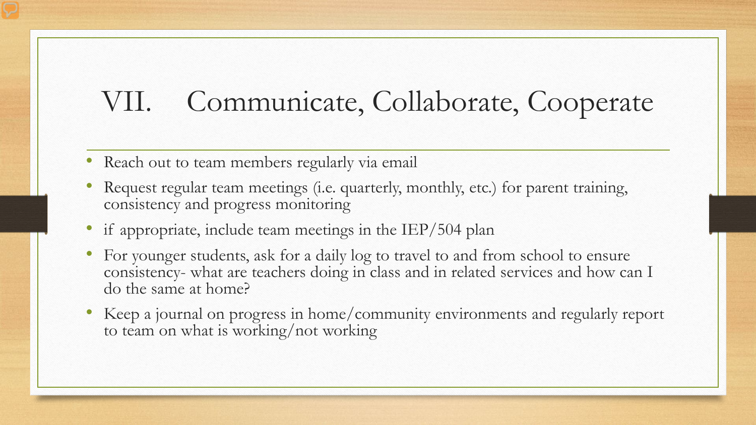# VII. Communicate, Collaborate, Cooperate

- Reach out to team members regularly via email
- Request regular team meetings (i.e. quarterly, monthly, etc.) for parent training, consistency and progress monitoring
- if appropriate, include team meetings in the IEP/504 plan
- For younger students, ask for a daily log to travel to and from school to ensure consistency- what are teachers doing in class and in related services and how can I do the same at home?
- Keep a journal on progress in home/community environments and regularly report to team on what is working/not working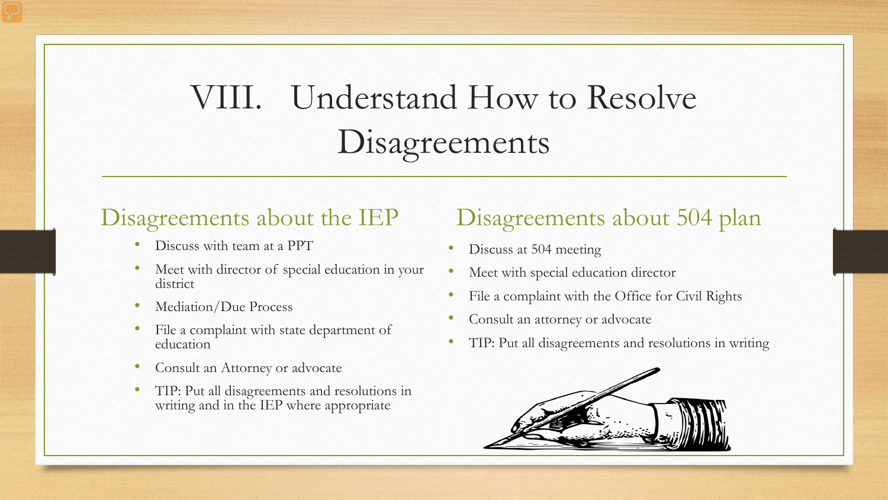# VIII. Understand How to Resolve Disagreements

## Disagreements about the IEP

- Discuss with team at a PPT
- Meet with director of special education in your district
- Mediation/Due Process
- File a complaint with state department of education
- Consult an Attorney or advocate
- TIP: Put all disagreements and resolutions in writing and in the IEP where appropriate

## Disagreements about 504 plan

- Discuss at 504 meeting
- Meet with special education director
- File a complaint with the Office for Civil Rights
- Consult an attorney or advocate
- TIP: Put all disagreements and resolutions in writing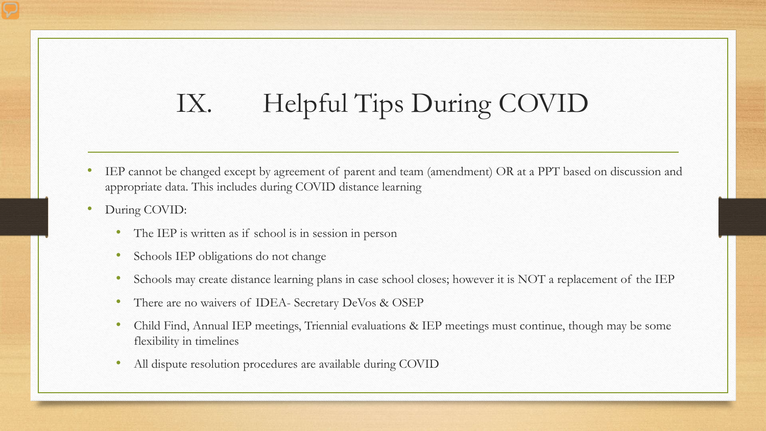# IX. Helpful Tips During COVID

- IEP cannot be changed except by agreement of parent and team (amendment) OR at a PPT based on discussion and appropriate data. This includes during COVID distance learning
- During COVID:
  - The IEP is written as if school is in session in person
  - Schools IEP obligations do not change
  - Schools may create distance learning plans in case school closes; however it is NOT a replacement of the IEP
  - There are no waivers of IDEA- Secretary DeVos & OSEP
  - Child Find, Annual IEP meetings, Triennial evaluations & IEP meetings must continue, though may be some flexibility in timelines
  - All dispute resolution procedures are available during COVID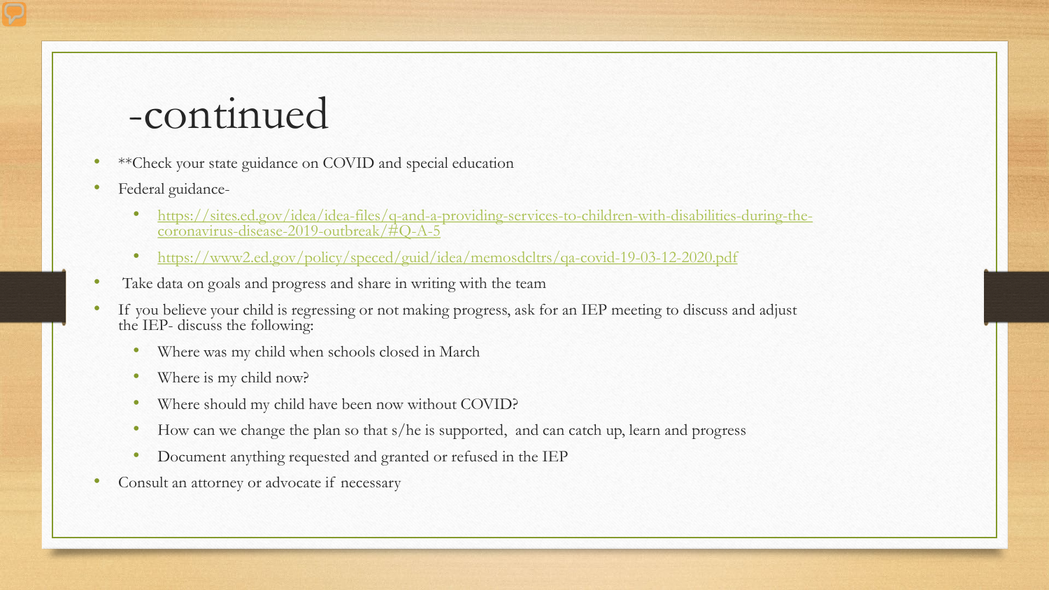# -continued

- **Check your state guidance on COVID and special education
- Federal guidance-
  - https://sites.ed.gov/idea/idea-files/q-and-a-providing-services-to-children-with-disabilities-during-the-coronavirus-disease-2019-outbreak/#Q-A-5
  - https://www2.ed.gov/policy/speced/guid/idea/memosdcltrs/qa-covid-19-03-12-2020.pdf
- Take data on goals and progress and share in writing with the team
- If you believe your child is regressing or not making progress, ask for an IEP meeting to discuss and adjust the IEP- discuss the following:
  - Where was my child when schools closed in March
  - Where is my child now?
  - Where should my child have been now without COVID?
  - How can we change the plan so that s/he is supported, and can catch up, learn and progress
  - Document anything requested and granted or refused in the IEP
- Consult an attorney or advocate if necessary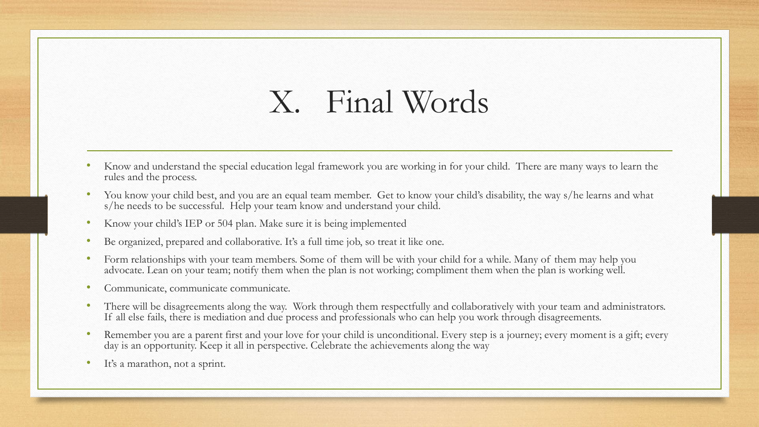# X. Final Words

- Know and understand the special education legal framework you are working in for your child. There are many ways to learn the rules and the process.
- You know your child best, and you are an equal team member. Get to know your child's disability, the way s/he learns and what s/he needs to be successful. Help your team know and understand your child.
- Know your child's IEP or 504 plan. Make sure it is being implemented
- Be organized, prepared and collaborative. It's a full time job, so treat it like one.
- Form relationships with your team members. Some of them will be with your child for a while. Many of them may help you advocate. Lean on your team; notify them when the plan is not working; compliment them when the plan is working well.
- Communicate, communicate communicate.
- There will be disagreements along the way. Work through them respectfully and collaboratively with your team and administrators. If all else fails, there is mediation and due process and professionals who can help you work through disagreements.
- Remember you are a parent first and your love for your child is unconditional. Every step is a journey; every moment is a gift; every day is an opportunity. Keep it all in perspective. Celebrate the achievements along the way
- It's a marathon, not a sprint.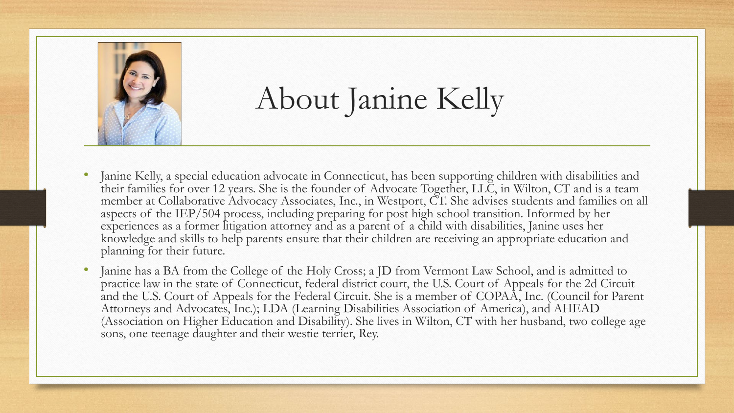# About Janine Kelly

- Janine Kelly, a special education advocate in Connecticut, has been supporting children with disabilities and their families for over 12 years. She is the founder of Advocate Together, LLC, in Wilton, CT and is a team member at Collaborative Advocacy Associates, Inc., in Westport, CT. She advises students and families on all aspects of the IEP/504 process, including preparing for post high school transition. Informed by her experiences as a former litigation attorney and as a parent of a child with disabilities, Janine uses her knowledge and skills to help parents ensure that their children are receiving an appropriate education and planning for their future.
- Janine has a BA from the College of the Holy Cross; a JD from Vermont Law School, and is admitted to practice law in the state of Connecticut, federal district court, the U.S. Court of Appeals for the 2d Circuit and the U.S. Court of Appeals for the Federal Circuit. She is a member of COPAA, Inc. (Council for Parent Attorneys and Advocates, Inc.); LDA (Learning Disabilities Association of America), and AHEAD (Association on Higher Education and Disability). She lives in Wilton, CT with her husband, two college age sons, one teenage daughter and their westie terrier, Rey.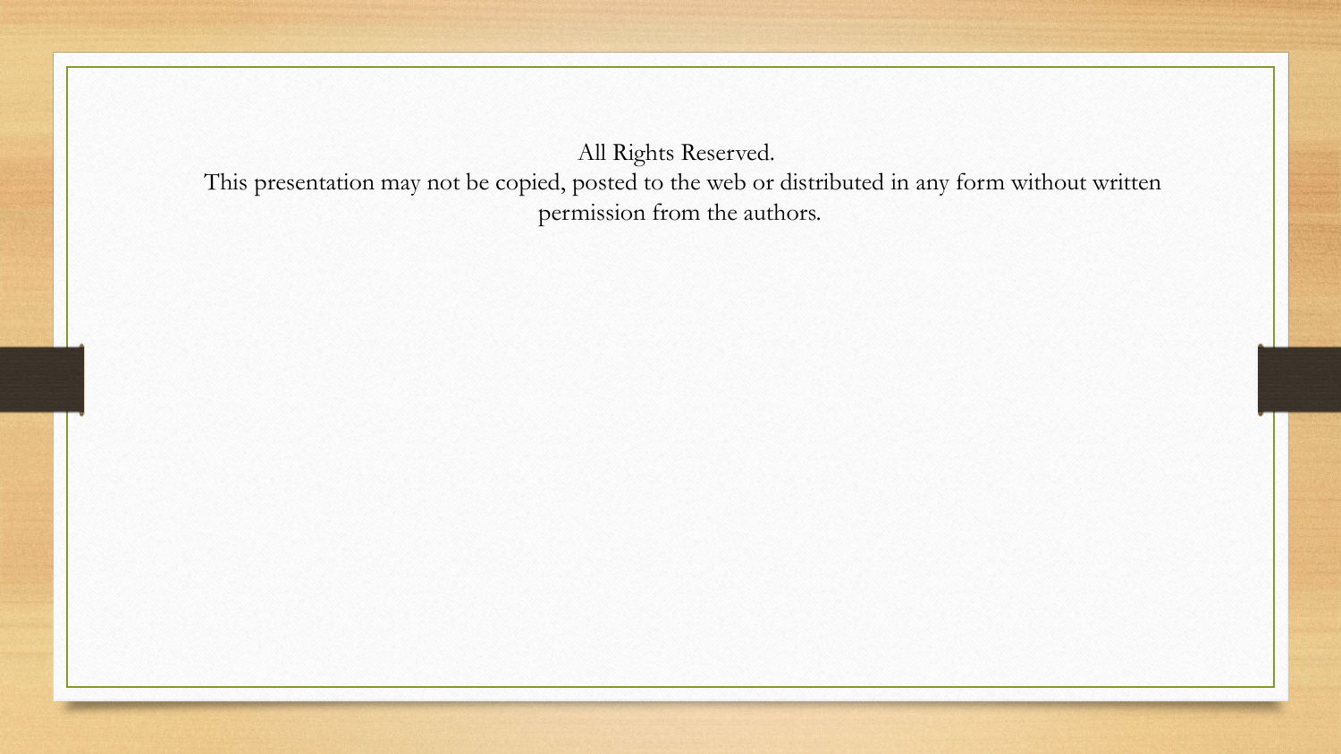All Rights Reserved.

This presentation may not be copied, posted to the web or distributed in any form without written permission from the authors.